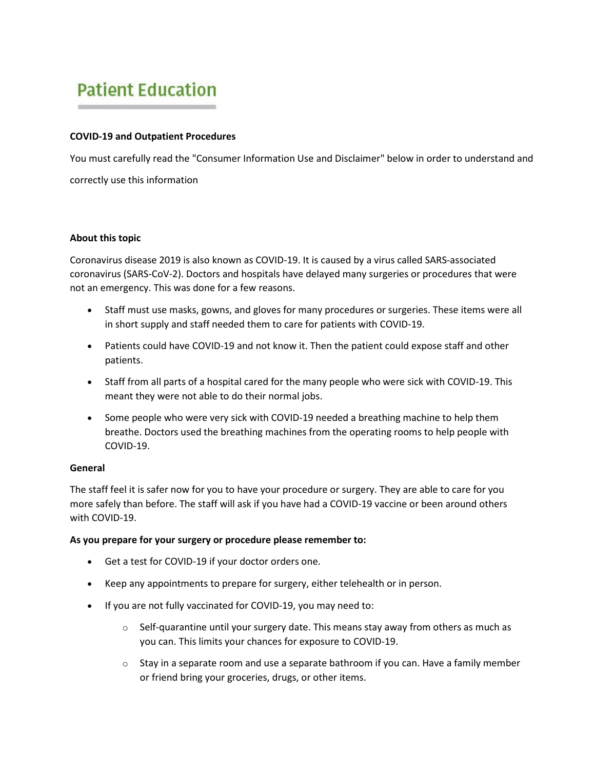# Patient Education

**COVID-19 and Outpatient Procedures**

You must carefully read the "Consumer Information Use and Disclaimer" below in order to understand and correctly use this information

**About this topic**

Coronavirus disease 2019 is also known as COVID-19. It is caused by a virus called SARS-associated coronavirus (SARS-CoV-2). Doctors and hospitals have delayed many surgeries or procedures that were not an emergency. This was done for a few reasons.

- Staff must use masks, gowns, and gloves for many procedures or surgeries. These items were all in short supply and staff needed them to care for patients with COVID-19.
- Patients could have COVID-19 and not know it. Then the patient could expose staff and other patients.
- Staff from all parts of a hospital cared for the many people who were sick with COVID-19. This meant they were not able to do their normal jobs.
- Some people who were very sick with COVID-19 needed a breathing machine to help them breathe. Doctors used the breathing machines from the operating rooms to help people with COVID-19.

**General**

The staff feel it is safer now for you to have your procedure or surgery. They are able to care for you more safely than before. The staff will ask if you have had a COVID-19 vaccine or been around others with COVID-19.

**As you prepare for your surgery or procedure please remember to:**

- Get a test for COVID-19 if your doctor orders one.
- Keep any appointments to prepare for surgery, either telehealth or in person.
- If you are not fully vaccinated for COVID-19, you may need to:
  - Self-quarantine until your surgery date. This means stay away from others as much as you can. This limits your chances for exposure to COVID-19.
  - Stay in a separate room and use a separate bathroom if you can. Have a family member or friend bring your groceries, drugs, or other items.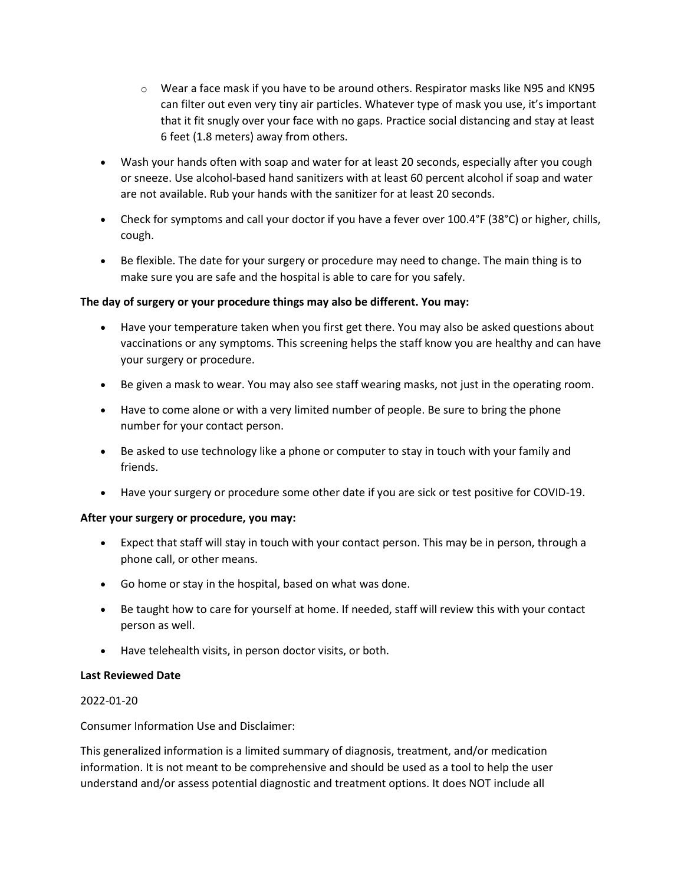- Wear a face mask if you have to be around others. Respirator masks like N95 and KN95 can filter out even very tiny air particles. Whatever type of mask you use, it's important that it fit snugly over your face with no gaps. Practice social distancing and stay at least 6 feet (1.8 meters) away from others.

- Wash your hands often with soap and water for at least 20 seconds, especially after you cough or sneeze. Use alcohol-based hand sanitizers with at least 60 percent alcohol if soap and water are not available. Rub your hands with the sanitizer for at least 20 seconds.
- Check for symptoms and call your doctor if you have a fever over 100.4°F (38°C) or higher, chills, cough.
- Be flexible. The date for your surgery or procedure may need to change. The main thing is to make sure you are safe and the hospital is able to care for you safely.

**The day of surgery or your procedure things may also be different. You may:**

- Have your temperature taken when you first get there. You may also be asked questions about vaccinations or any symptoms. This screening helps the staff know you are healthy and can have your surgery or procedure.
- Be given a mask to wear. You may also see staff wearing masks, not just in the operating room.
- Have to come alone or with a very limited number of people. Be sure to bring the phone number for your contact person.
- Be asked to use technology like a phone or computer to stay in touch with your family and friends.
- Have your surgery or procedure some other date if you are sick or test positive for COVID-19.

**After your surgery or procedure, you may:**

- Expect that staff will stay in touch with your contact person. This may be in person, through a phone call, or other means.
- Go home or stay in the hospital, based on what was done.
- Be taught how to care for yourself at home. If needed, staff will review this with your contact person as well.
- Have telehealth visits, in person doctor visits, or both.

**Last Reviewed Date**

2022-01-20

Consumer Information Use and Disclaimer:

This generalized information is a limited summary of diagnosis, treatment, and/or medication information. It is not meant to be comprehensive and should be used as a tool to help the user understand and/or assess potential diagnostic and treatment options. It does NOT include all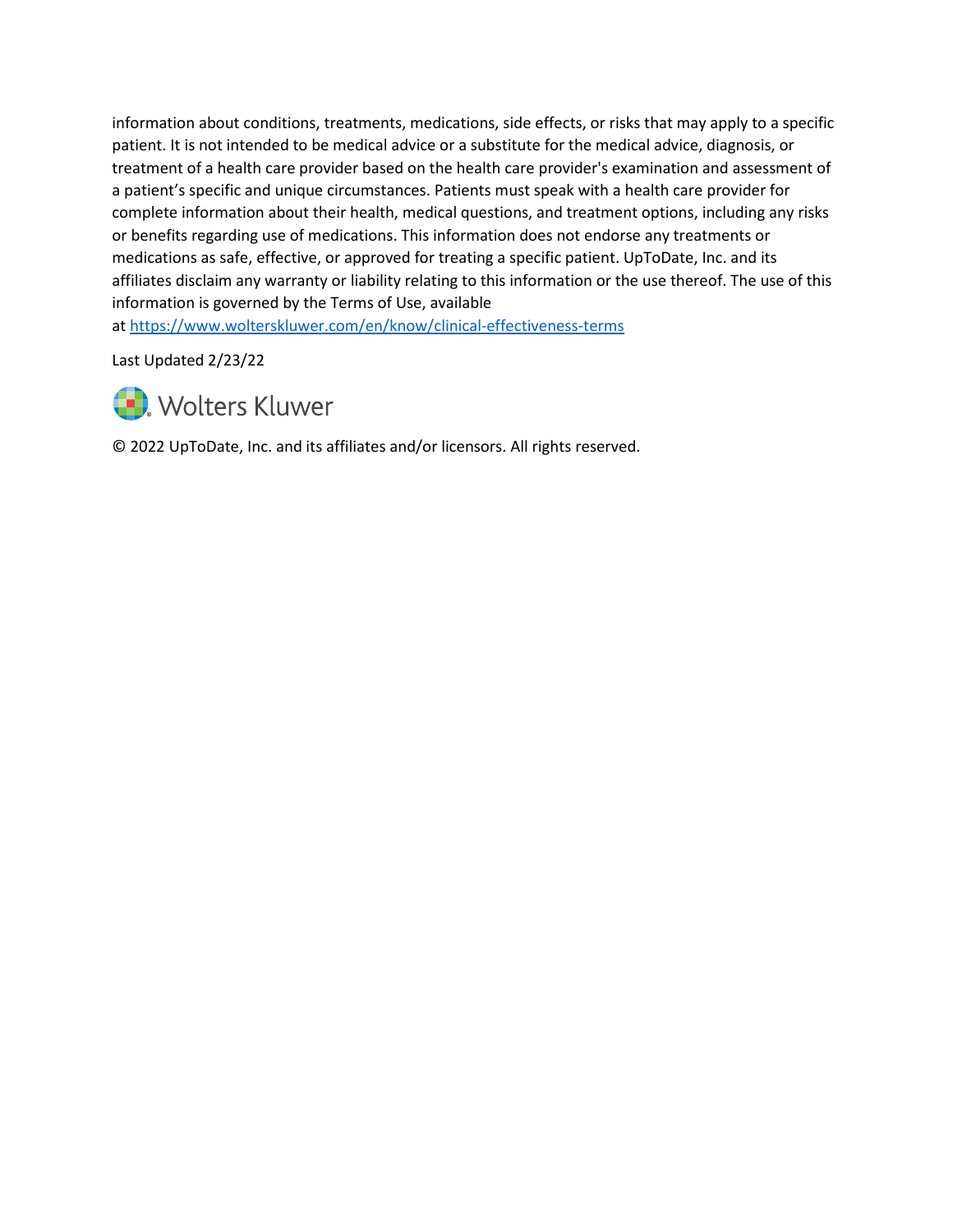information about conditions, treatments, medications, side effects, or risks that may apply to a specific patient. It is not intended to be medical advice or a substitute for the medical advice, diagnosis, or treatment of a health care provider based on the health care provider's examination and assessment of a patient's specific and unique circumstances. Patients must speak with a health care provider for complete information about their health, medical questions, and treatment options, including any risks or benefits regarding use of medications. This information does not endorse any treatments or medications as safe, effective, or approved for treating a specific patient. UpToDate, Inc. and its affiliates disclaim any warranty or liability relating to this information or the use thereof. The use of this information is governed by the Terms of Use, available at https://www.wolterskluwer.com/en/know/clinical-effectiveness-terms

Last Updated 2/23/22

Wolters Kluwer

© 2022 UpToDate, Inc. and its affiliates and/or licensors. All rights reserved.